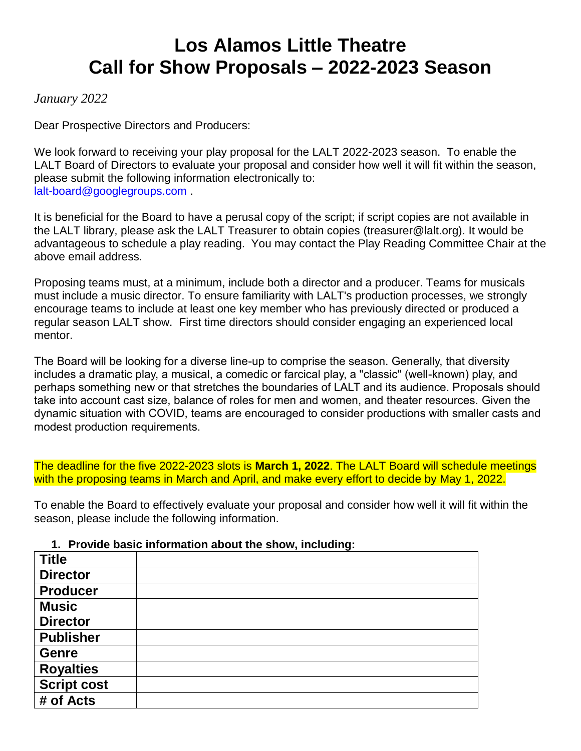# Los Alamos Little Theatre
# Call for Show Proposals – 2022-2023 Season

*January 2022*

Dear Prospective Directors and Producers:

We look forward to receiving your play proposal for the LALT 2022-2023 season. To enable the LALT Board of Directors to evaluate your proposal and consider how well it will fit within the season, please submit the following information electronically to:
lalt-board@googlegroups.com .

It is beneficial for the Board to have a perusal copy of the script; if script copies are not available in the LALT library, please ask the LALT Treasurer to obtain copies (treasurer@lalt.org). It would be advantageous to schedule a play reading. You may contact the Play Reading Committee Chair at the above email address.

Proposing teams must, at a minimum, include both a director and a producer. Teams for musicals must include a music director. To ensure familiarity with LALT's production processes, we strongly encourage teams to include at least one key member who has previously directed or produced a regular season LALT show. First time directors should consider engaging an experienced local mentor.

The Board will be looking for a diverse line-up to comprise the season. Generally, that diversity includes a dramatic play, a musical, a comedic or farcical play, a "classic" (well-known) play, and perhaps something new or that stretches the boundaries of LALT and its audience. Proposals should take into account cast size, balance of roles for men and women, and theater resources. Given the dynamic situation with COVID, teams are encouraged to consider productions with smaller casts and modest production requirements.

The deadline for the five 2022-2023 slots is **March 1, 2022**. The LALT Board will schedule meetings with the proposing teams in March and April, and make every effort to decide by May 1, 2022.

To enable the Board to effectively evaluate your proposal and consider how well it will fit within the season, please include the following information.

1. **Provide basic information about the show, including:**

| | |
|---|---|
| **Title** | |
| **Director** | |
| **Producer** | |
| **Music Director** | |
| **Publisher** | |
| **Genre** | |
| **Royalties** | |
| **Script cost** | |
| **# of Acts** | |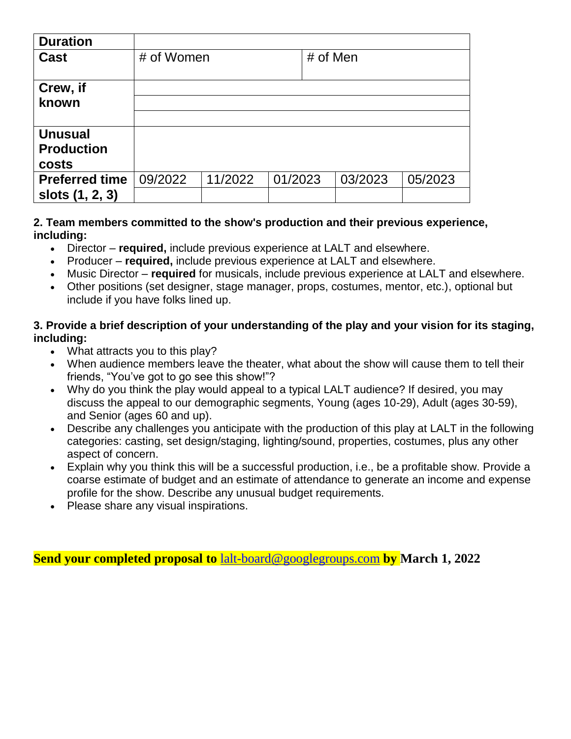| | | | | | |
|---|---|---|---|---|---|
| **Duration** | | | | | |
| **Cast** | # of Women | | | # of Men | |
| **Crew, if known** | | | | | |
| | | | | | |
| | | | | | |
| **Unusual Production costs** | | | | | |
| **Preferred time slots (1, 2, 3)** | 09/2022 | 11/2022 | 01/2023 | 03/2023 | 05/2023 |
| | | | | | |

**2. Team members committed to the show's production and their previous experience, including:**

- Director – **required,** include previous experience at LALT and elsewhere.
- Producer – **required,** include previous experience at LALT and elsewhere.
- Music Director – **required** for musicals, include previous experience at LALT and elsewhere.
- Other positions (set designer, stage manager, props, costumes, mentor, etc.), optional but include if you have folks lined up.

**3. Provide a brief description of your understanding of the play and your vision for its staging, including:**

- What attracts you to this play?
- When audience members leave the theater, what about the show will cause them to tell their friends, "You've got to go see this show!"?
- Why do you think the play would appeal to a typical LALT audience? If desired, you may discuss the appeal to our demographic segments, Young (ages 10-29), Adult (ages 30-59), and Senior (ages 60 and up).
- Describe any challenges you anticipate with the production of this play at LALT in the following categories: casting, set design/staging, lighting/sound, properties, costumes, plus any other aspect of concern.
- Explain why you think this will be a successful production, i.e., be a profitable show. Provide a coarse estimate of budget and an estimate of attendance to generate an income and expense profile for the show. Describe any unusual budget requirements.
- Please share any visual inspirations.

**Send your completed proposal to** lalt-board@googlegroups.com **by March 1, 2022**